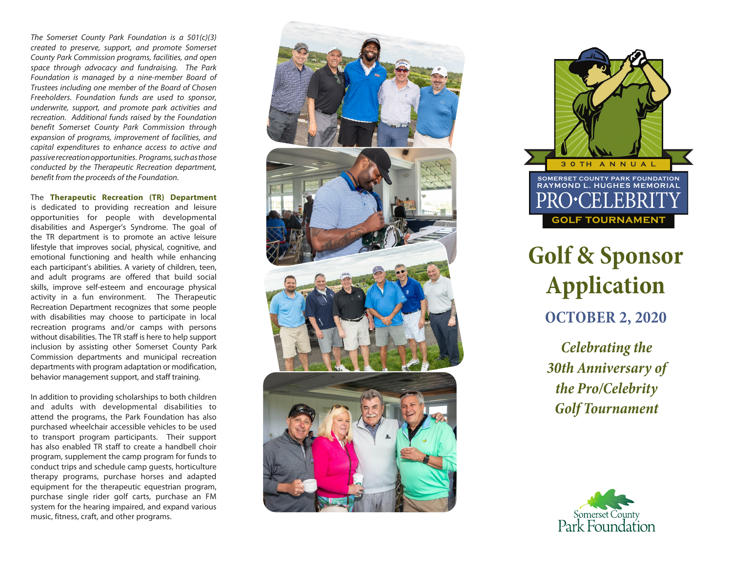*The Somerset County Park Foundation is a 501(c)(3) created to preserve, support, and promote Somerset County Park Commission programs, facilities, and open space through advocacy and fundraising. The Park Foundation is managed by a nine-member Board of Trustees including one member of the Board of Chosen Freeholders. Foundation funds are used to sponsor, underwrite, support, and promote park activities and recreation. Additional funds raised by the Foundation benefit Somerset County Park Commission through expansion of programs, improvement of facilities, and capital expenditures to enhance access to active and passive recreation opportunities. Programs, such as those conducted by the Therapeutic Recreation department, benefit from the proceeds of the Foundation.*

The **Therapeutic Recreation (TR) Department** is dedicated to providing recreation and leisure opportunities for people with developmental disabilities and Asperger's Syndrome. The goal of the TR department is to promote an active leisure lifestyle that improves social, physical, cognitive, and emotional functioning and health while enhancing each participant's abilities. A variety of children, teen, and adult programs are offered that build social skills, improve self-esteem and encourage physical activity in a fun environment. The Therapeutic Recreation Department recognizes that some people with disabilities may choose to participate in local recreation programs and/or camps with persons without disabilities. The TR staff is here to help support inclusion by assisting other Somerset County Park Commission departments and municipal recreation departments with program adaptation or modification, behavior management support, and staff training.

In addition to providing scholarships to both children and adults with developmental disabilities to attend the programs, the Park Foundation has also purchased wheelchair accessible vehicles to be used to transport program participants. Their support has also enabled TR staff to create a handbell choir program, supplement the camp program for funds to conduct trips and schedule camp guests, horticulture therapy programs, purchase horses and adapted equipment for the therapeutic equestrian program, purchase single rider golf carts, purchase an FM system for the hearing impaired, and expand various music, fitness, craft, and other programs.

30TH ANNUAL

SOMERSET COUNTY PARK FOUNDATION
RAYMOND L. HUGHES MEMORIAL
PRO•CELEBRITY
GOLF TOURNAMENT

# Golf & Sponsor Application

## OCTOBER 2, 2020

***Celebrating the 30th Anniversary of the Pro/Celebrity Golf Tournament***

Somerset County
Park Foundation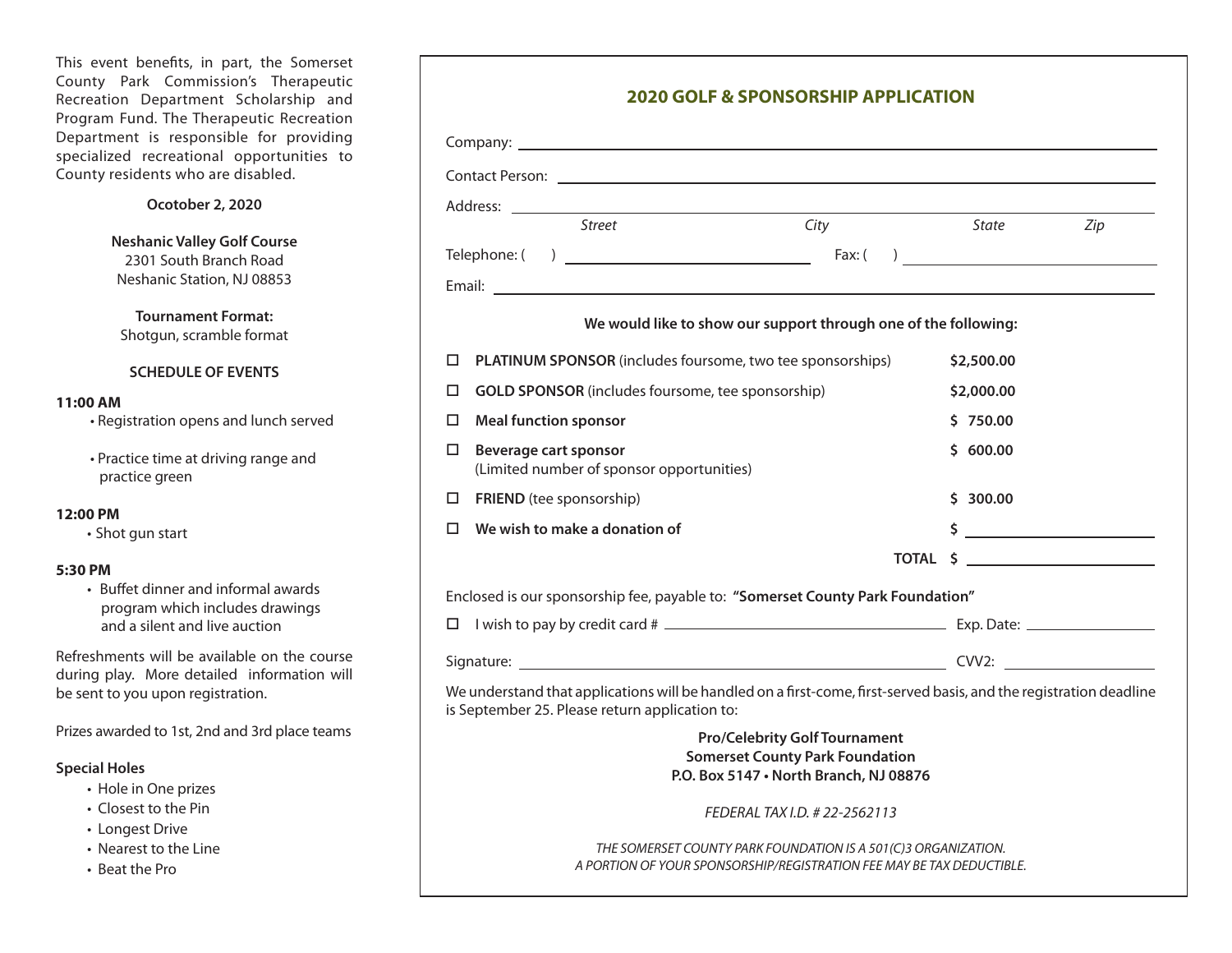This event benefits, in part, the Somerset County Park Commission's Therapeutic Recreation Department Scholarship and Program Fund. The Therapeutic Recreation Department is responsible for providing specialized recreational opportunities to County residents who are disabled.

**Ocotober 2, 2020**

**Neshanic Valley Golf Course**
2301 South Branch Road
Neshanic Station, NJ 08853

**Tournament Format:**
Shotgun, scramble format

**SCHEDULE OF EVENTS**

**11:00 AM**

- Registration opens and lunch served
- Practice time at driving range and practice green

**12:00 PM**

- Shot gun start

**5:30 PM**

- Buffet dinner and informal awards program which includes drawings and a silent and live auction

Refreshments will be available on the course during play. More detailed information will be sent to you upon registration.

Prizes awarded to 1st, 2nd and 3rd place teams

**Special Holes**

- Hole in One prizes
- Closest to the Pin
- Longest Drive
- Nearest to the Line
- Beat the Pro

## 2020 GOLF & SPONSORSHIP APPLICATION

Company: ______________________________

Contact Person: ______________________________

Address: ______________________________
*Street* *City* *State* *Zip*

Telephone: ( ) ______________ Fax: ( ) ______________

Email: ______________________________

**We would like to show our support through one of the following:**

| | | |
|---|---|---|
| ☐ | **PLATINUM SPONSOR** (includes foursome, two tee sponsorships) | **$2,500.00** |
| ☐ | **GOLD SPONSOR** (includes foursome, tee sponsorship) | **$2,000.00** |
| ☐ | **Meal function sponsor** | **$ 750.00** |
| ☐ | **Beverage cart sponsor** (Limited number of sponsor opportunities) | **$ 600.00** |
| ☐ | **FRIEND** (tee sponsorship) | **$ 300.00** |
| ☐ | **We wish to make a donation of** | **$** ________ |
| | **TOTAL** | **$** ________ |

Enclosed is our sponsorship fee, payable to: **"Somerset County Park Foundation"**

☐ I wish to pay by credit card # ______________ Exp. Date: ________

Signature: ______________ CVV2: ________

We understand that applications will be handled on a first-come, first-served basis, and the registration deadline is September 25. Please return application to:

**Pro/Celebrity Golf Tournament**
**Somerset County Park Foundation**
**P.O. Box 5147 • North Branch, NJ 08876**

*FEDERAL TAX I.D. # 22-2562113*

*THE SOMERSET COUNTY PARK FOUNDATION IS A 501(C)3 ORGANIZATION.*
*A PORTION OF YOUR SPONSORSHIP/REGISTRATION FEE MAY BE TAX DEDUCTIBLE.*